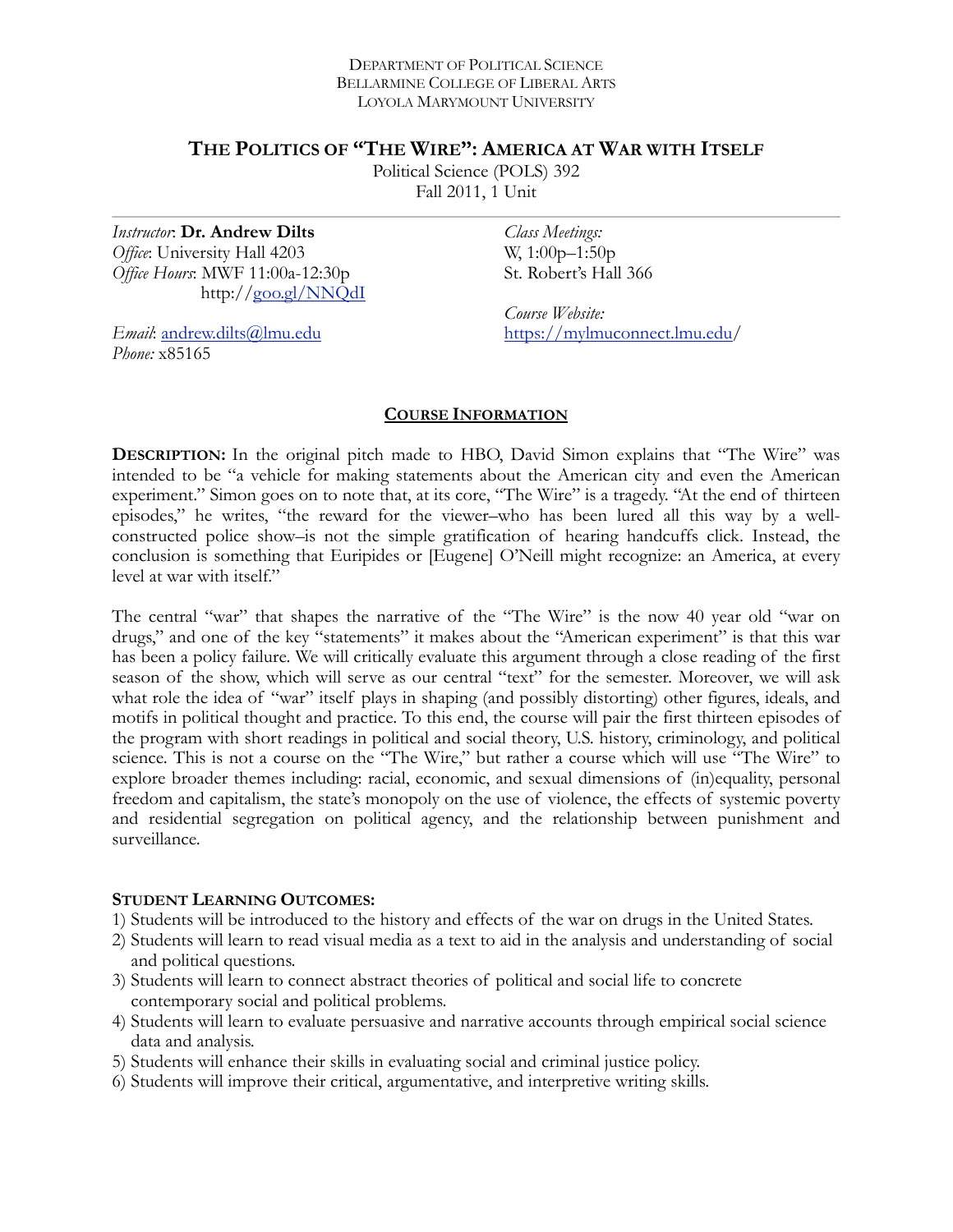Department of Political Science
Bellarmine College of Liberal Arts
Loyola Marymount University

# The Politics of "The Wire": America at War with Itself

Political Science (POLS) 392
Fall 2011, 1 Unit

*Instructor*: **Dr. Andrew Dilts**
*Office*: University Hall 4203
*Office Hours*: MWF 11:00a-12:30p
http://goo.gl/NNQdI

*Email*: andrew.dilts@lmu.edu
*Phone:* x85165

*Class Meetings:*
W, 1:00p–1:50p
St. Robert's Hall 366

*Course Website:*
https://mylmuconnect.lmu.edu/

## Course Information

**Description:** In the original pitch made to HBO, David Simon explains that "The Wire" was intended to be "a vehicle for making statements about the American city and even the American experiment." Simon goes on to note that, at its core, "The Wire" is a tragedy. "At the end of thirteen episodes," he writes, "the reward for the viewer–who has been lured all this way by a well-constructed police show–is not the simple gratification of hearing handcuffs click. Instead, the conclusion is something that Euripides or [Eugene] O'Neill might recognize: an America, at every level at war with itself."

The central "war" that shapes the narrative of the "The Wire" is the now 40 year old "war on drugs," and one of the key "statements" it makes about the "American experiment" is that this war has been a policy failure. We will critically evaluate this argument through a close reading of the first season of the show, which will serve as our central "text" for the semester. Moreover, we will ask what role the idea of "war" itself plays in shaping (and possibly distorting) other figures, ideals, and motifs in political thought and practice. To this end, the course will pair the first thirteen episodes of the program with short readings in political and social theory, U.S. history, criminology, and political science. This is not a course on the "The Wire," but rather a course which will use "The Wire" to explore broader themes including: racial, economic, and sexual dimensions of (in)equality, personal freedom and capitalism, the state's monopoly on the use of violence, the effects of systemic poverty and residential segregation on political agency, and the relationship between punishment and surveillance.

**Student Learning Outcomes:**

1) Students will be introduced to the history and effects of the war on drugs in the United States.
2) Students will learn to read visual media as a text to aid in the analysis and understanding of social and political questions.
3) Students will learn to connect abstract theories of political and social life to concrete contemporary social and political problems.
4) Students will learn to evaluate persuasive and narrative accounts through empirical social science data and analysis.
5) Students will enhance their skills in evaluating social and criminal justice policy.
6) Students will improve their critical, argumentative, and interpretive writing skills.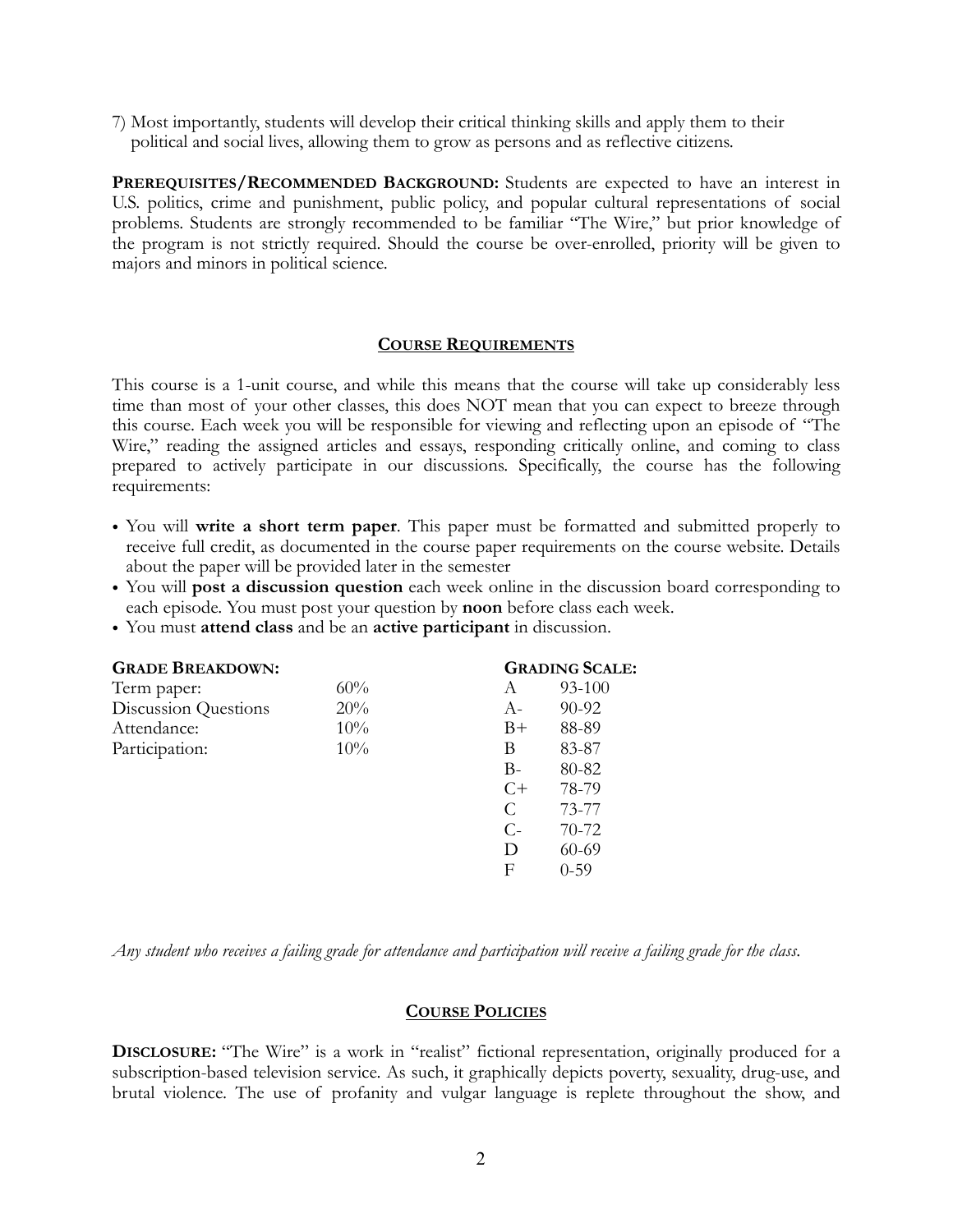7) Most importantly, students will develop their critical thinking skills and apply them to their political and social lives, allowing them to grow as persons and as reflective citizens.

**Prerequisites/Recommended Background:** Students are expected to have an interest in U.S. politics, crime and punishment, public policy, and popular cultural representations of social problems. Students are strongly recommended to be familiar "The Wire," but prior knowledge of the program is not strictly required. Should the course be over-enrolled, priority will be given to majors and minors in political science.

## Course Requirements

This course is a 1-unit course, and while this means that the course will take up considerably less time than most of your other classes, this does NOT mean that you can expect to breeze through this course. Each week you will be responsible for viewing and reflecting upon an episode of "The Wire," reading the assigned articles and essays, responding critically online, and coming to class prepared to actively participate in our discussions. Specifically, the course has the following requirements:

- You will **write a short term paper**. This paper must be formatted and submitted properly to receive full credit, as documented in the course paper requirements on the course website. Details about the paper will be provided later in the semester
- You will **post a discussion question** each week online in the discussion board corresponding to each episode. You must post your question by **noon** before class each week.
- You must **attend class** and be an **active participant** in discussion.

**Grade Breakdown:**

| Component | Weight |
|---|---|
| Term paper: | 60% |
| Discussion Questions | 20% |
| Attendance: | 10% |
| Participation: | 10% |

**Grading Scale:**

| Grade | Range |
|---|---|
| A | 93-100 |
| A- | 90-92 |
| B+ | 88-89 |
| B | 83-87 |
| B- | 80-82 |
| C+ | 78-79 |
| C | 73-77 |
| C- | 70-72 |
| D | 60-69 |
| F | 0-59 |

*Any student who receives a failing grade for attendance and participation will receive a failing grade for the class.*

## Course Policies

**Disclosure:** "The Wire" is a work in "realist" fictional representation, originally produced for a subscription-based television service. As such, it graphically depicts poverty, sexuality, drug-use, and brutal violence. The use of profanity and vulgar language is replete throughout the show, and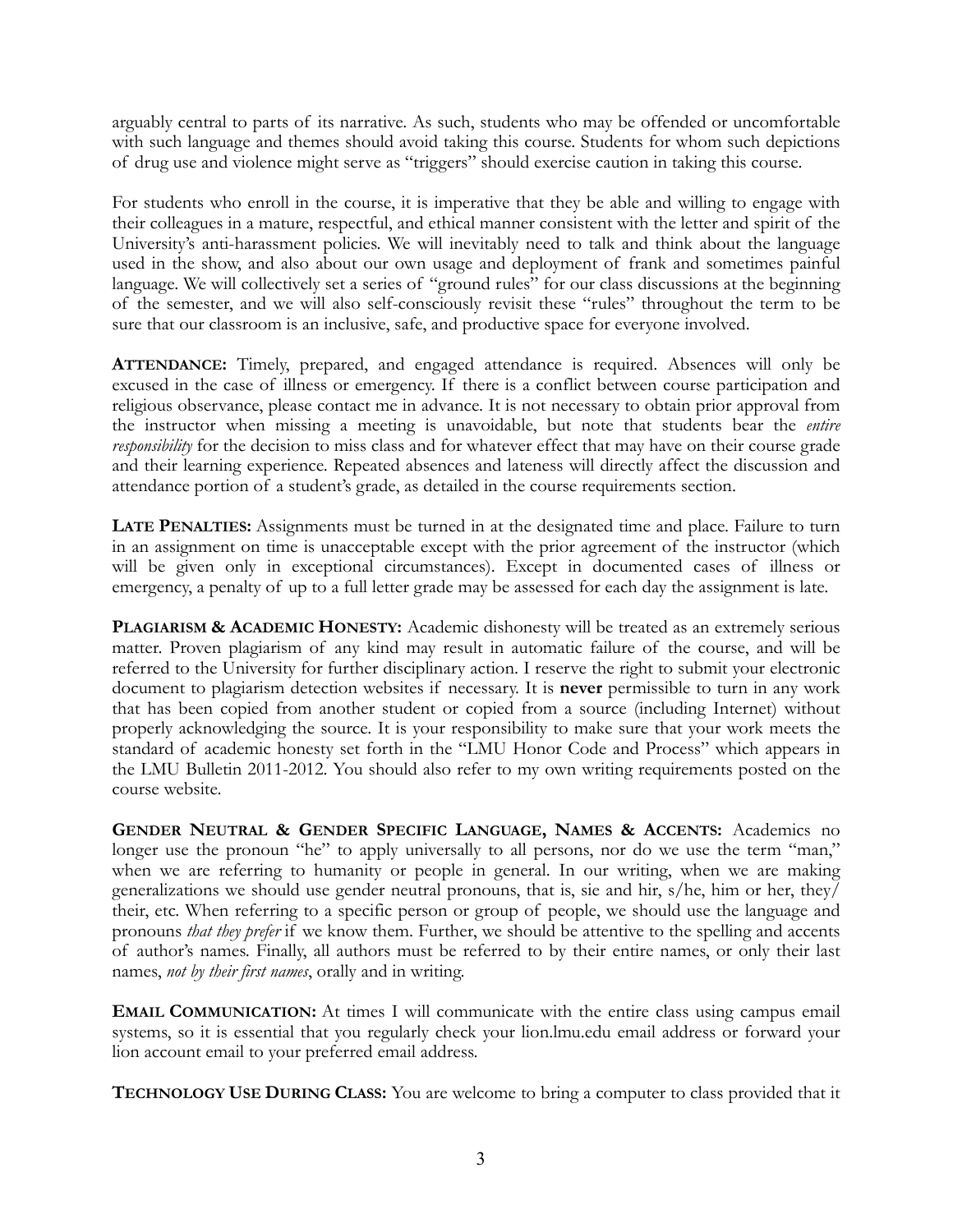arguably central to parts of its narrative. As such, students who may be offended or uncomfortable with such language and themes should avoid taking this course. Students for whom such depictions of drug use and violence might serve as "triggers" should exercise caution in taking this course.

For students who enroll in the course, it is imperative that they be able and willing to engage with their colleagues in a mature, respectful, and ethical manner consistent with the letter and spirit of the University's anti-harassment policies. We will inevitably need to talk and think about the language used in the show, and also about our own usage and deployment of frank and sometimes painful language. We will collectively set a series of "ground rules" for our class discussions at the beginning of the semester, and we will also self-consciously revisit these "rules" throughout the term to be sure that our classroom is an inclusive, safe, and productive space for everyone involved.

**ATTENDANCE:** Timely, prepared, and engaged attendance is required. Absences will only be excused in the case of illness or emergency. If there is a conflict between course participation and religious observance, please contact me in advance. It is not necessary to obtain prior approval from the instructor when missing a meeting is unavoidable, but note that students bear the *entire responsibility* for the decision to miss class and for whatever effect that may have on their course grade and their learning experience. Repeated absences and lateness will directly affect the discussion and attendance portion of a student's grade, as detailed in the course requirements section.

**LATE PENALTIES:** Assignments must be turned in at the designated time and place. Failure to turn in an assignment on time is unacceptable except with the prior agreement of the instructor (which will be given only in exceptional circumstances). Except in documented cases of illness or emergency, a penalty of up to a full letter grade may be assessed for each day the assignment is late.

**PLAGIARISM & ACADEMIC HONESTY:** Academic dishonesty will be treated as an extremely serious matter. Proven plagiarism of any kind may result in automatic failure of the course, and will be referred to the University for further disciplinary action. I reserve the right to submit your electronic document to plagiarism detection websites if necessary. It is **never** permissible to turn in any work that has been copied from another student or copied from a source (including Internet) without properly acknowledging the source. It is your responsibility to make sure that your work meets the standard of academic honesty set forth in the "LMU Honor Code and Process" which appears in the LMU Bulletin 2011-2012. You should also refer to my own writing requirements posted on the course website.

**GENDER NEUTRAL & GENDER SPECIFIC LANGUAGE, NAMES & ACCENTS:** Academics no longer use the pronoun "he" to apply universally to all persons, nor do we use the term "man," when we are referring to humanity or people in general. In our writing, when we are making generalizations we should use gender neutral pronouns, that is, sie and hir, s/he, him or her, they/their, etc. When referring to a specific person or group of people, we should use the language and pronouns *that they prefer* if we know them. Further, we should be attentive to the spelling and accents of author's names. Finally, all authors must be referred to by their entire names, or only their last names, *not by their first names*, orally and in writing.

**EMAIL COMMUNICATION:** At times I will communicate with the entire class using campus email systems, so it is essential that you regularly check your lion.lmu.edu email address or forward your lion account email to your preferred email address.

**TECHNOLOGY USE DURING CLASS:** You are welcome to bring a computer to class provided that it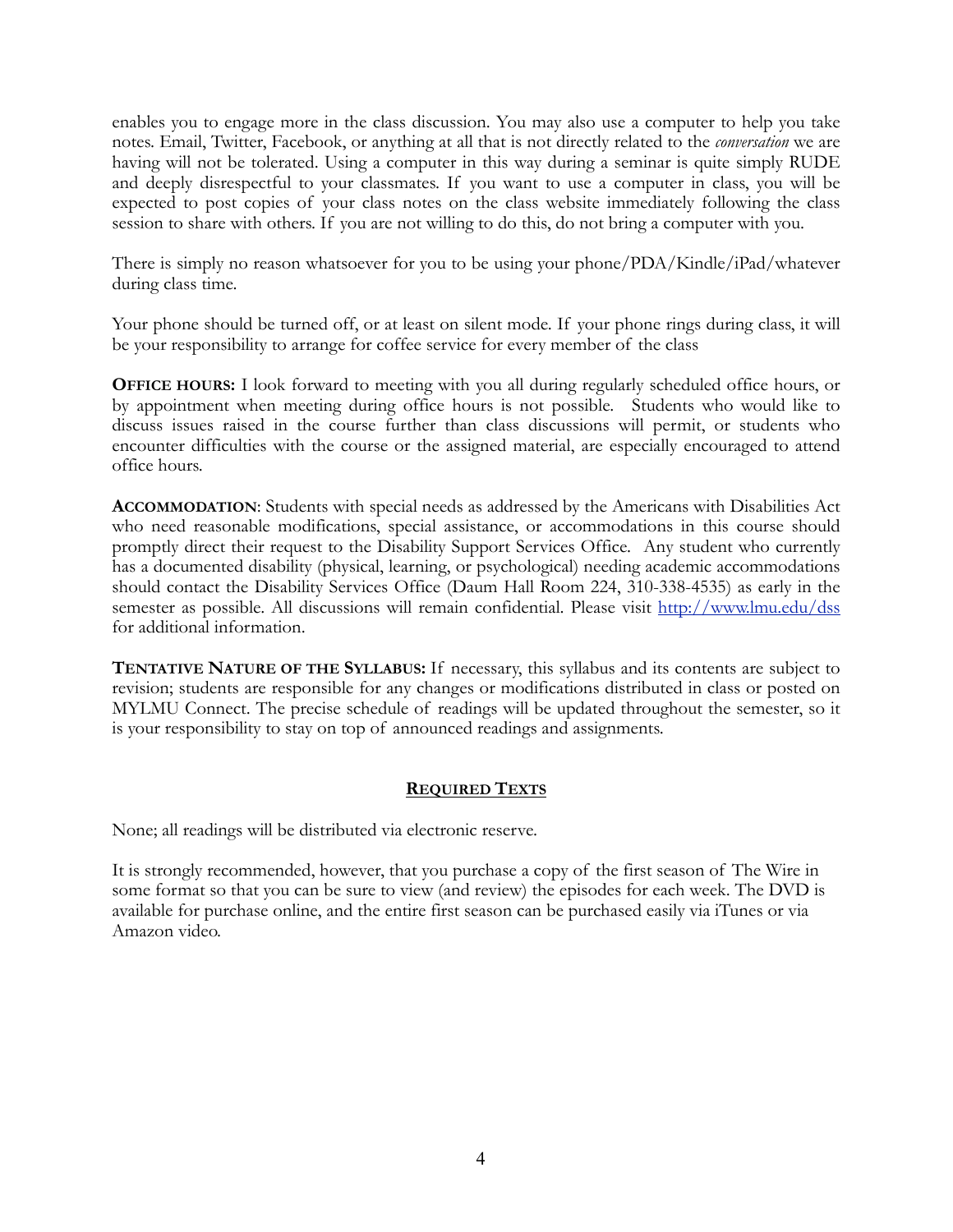enables you to engage more in the class discussion. You may also use a computer to help you take notes. Email, Twitter, Facebook, or anything at all that is not directly related to the *conversation* we are having will not be tolerated. Using a computer in this way during a seminar is quite simply RUDE and deeply disrespectful to your classmates. If you want to use a computer in class, you will be expected to post copies of your class notes on the class website immediately following the class session to share with others. If you are not willing to do this, do not bring a computer with you.

There is simply no reason whatsoever for you to be using your phone/PDA/Kindle/iPad/whatever during class time.

Your phone should be turned off, or at least on silent mode. If your phone rings during class, it will be your responsibility to arrange for coffee service for every member of the class

**OFFICE HOURS:** I look forward to meeting with you all during regularly scheduled office hours, or by appointment when meeting during office hours is not possible. Students who would like to discuss issues raised in the course further than class discussions will permit, or students who encounter difficulties with the course or the assigned material, are especially encouraged to attend office hours.

**ACCOMMODATION**: Students with special needs as addressed by the Americans with Disabilities Act who need reasonable modifications, special assistance, or accommodations in this course should promptly direct their request to the Disability Support Services Office. Any student who currently has a documented disability (physical, learning, or psychological) needing academic accommodations should contact the Disability Services Office (Daum Hall Room 224, 310-338-4535) as early in the semester as possible. All discussions will remain confidential. Please visit [http://www.lmu.edu/dss](http://www.lmu.edu/dss) for additional information.

**TENTATIVE NATURE OF THE SYLLABUS:** If necessary, this syllabus and its contents are subject to revision; students are responsible for any changes or modifications distributed in class or posted on MYLMU Connect. The precise schedule of readings will be updated throughout the semester, so it is your responsibility to stay on top of announced readings and assignments.

## REQUIRED TEXTS

None; all readings will be distributed via electronic reserve.

It is strongly recommended, however, that you purchase a copy of the first season of The Wire in some format so that you can be sure to view (and review) the episodes for each week. The DVD is available for purchase online, and the entire first season can be purchased easily via iTunes or via Amazon video.